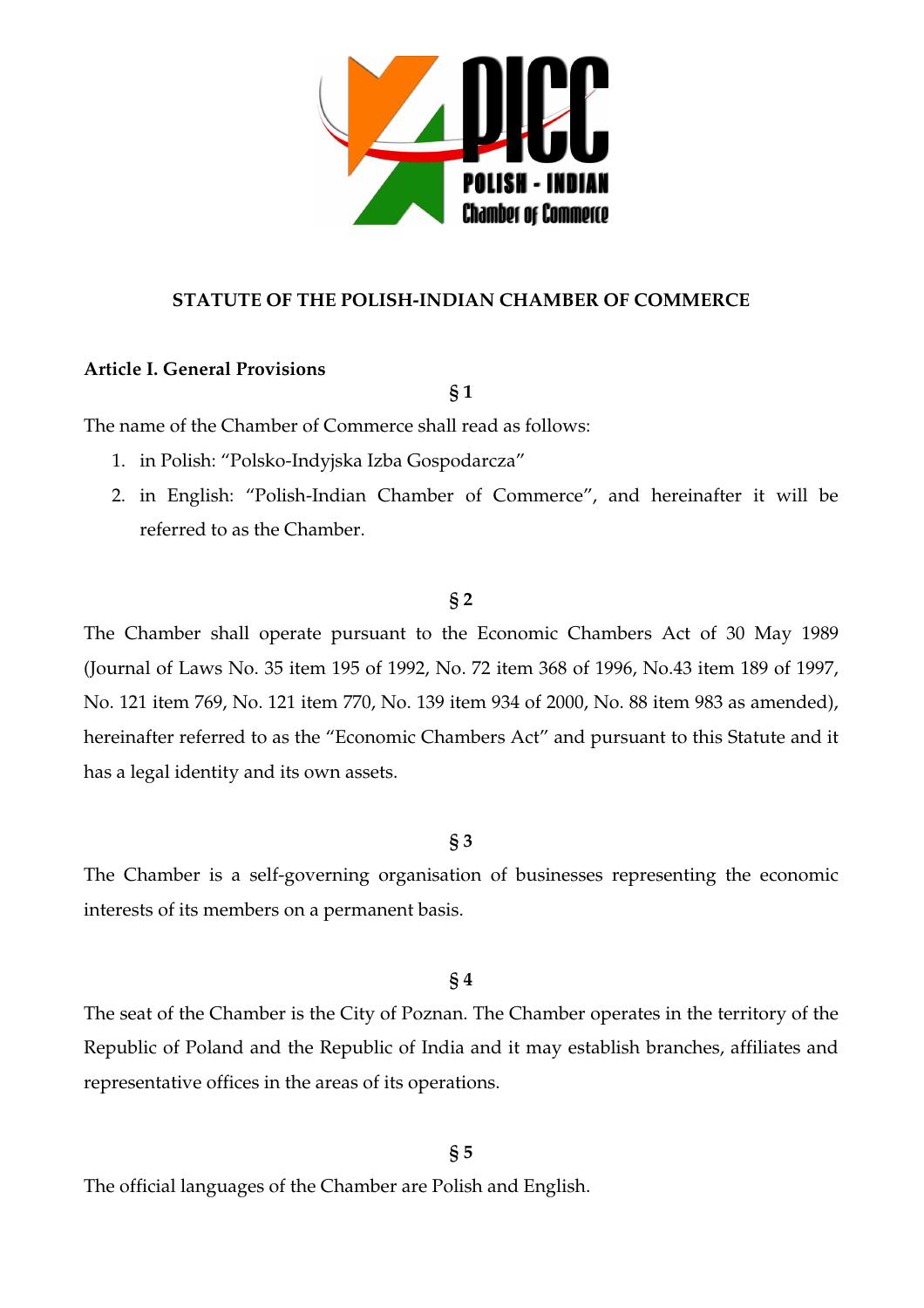# STATUTE OF THE POLISH-INDIAN CHAMBER OF COMMERCE

## Article I. General Provisions

**§ 1**

The name of the Chamber of Commerce shall read as follows:

1. in Polish: "Polsko-Indyjska Izba Gospodarcza"
2. in English: "Polish-Indian Chamber of Commerce", and hereinafter it will be referred to as the Chamber.

**§ 2**

The Chamber shall operate pursuant to the Economic Chambers Act of 30 May 1989 (Journal of Laws No. 35 item 195 of 1992, No. 72 item 368 of 1996, No.43 item 189 of 1997, No. 121 item 769, No. 121 item 770, No. 139 item 934 of 2000, No. 88 item 983 as amended), hereinafter referred to as the "Economic Chambers Act" and pursuant to this Statute and it has a legal identity and its own assets.

**§ 3**

The Chamber is a self-governing organisation of businesses representing the economic interests of its members on a permanent basis.

**§ 4**

The seat of the Chamber is the City of Poznan. The Chamber operates in the territory of the Republic of Poland and the Republic of India and it may establish branches, affiliates and representative offices in the areas of its operations.

**§ 5**

The official languages of the Chamber are Polish and English.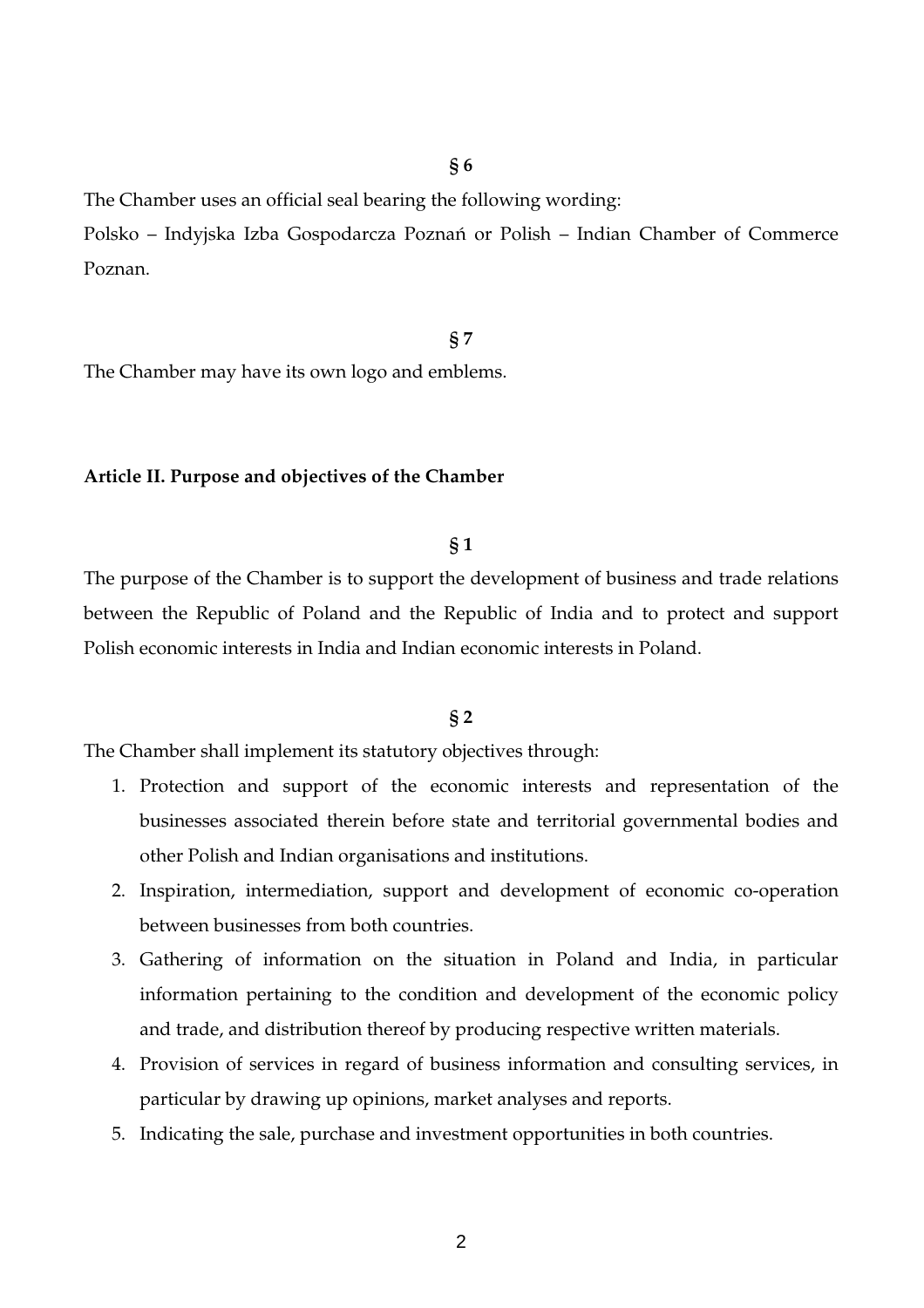**§ 6**

The Chamber uses an official seal bearing the following wording:

Polsko – Indyjska Izba Gospodarcza Poznań or Polish – Indian Chamber of Commerce Poznan.

**§ 7**

The Chamber may have its own logo and emblems.

**Article II. Purpose and objectives of the Chamber**

**§ 1**

The purpose of the Chamber is to support the development of business and trade relations between the Republic of Poland and the Republic of India and to protect and support Polish economic interests in India and Indian economic interests in Poland.

**§ 2**

The Chamber shall implement its statutory objectives through:

1. Protection and support of the economic interests and representation of the businesses associated therein before state and territorial governmental bodies and other Polish and Indian organisations and institutions.
2. Inspiration, intermediation, support and development of economic co-operation between businesses from both countries.
3. Gathering of information on the situation in Poland and India, in particular information pertaining to the condition and development of the economic policy and trade, and distribution thereof by producing respective written materials.
4. Provision of services in regard of business information and consulting services, in particular by drawing up opinions, market analyses and reports.
5. Indicating the sale, purchase and investment opportunities in both countries.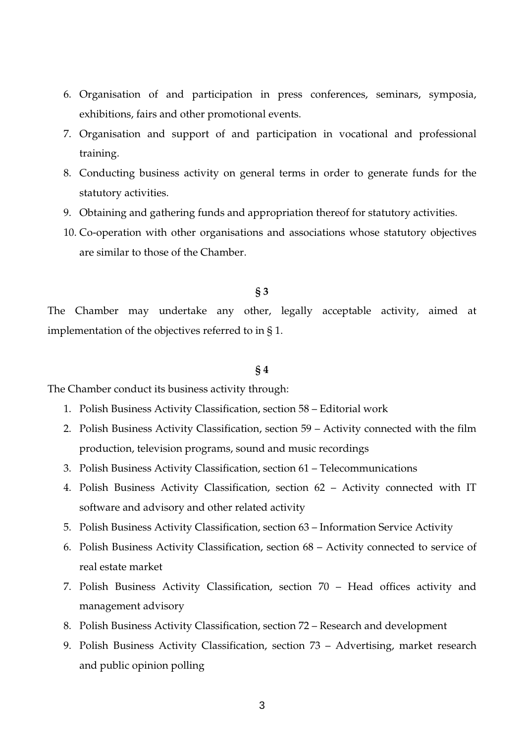6. Organisation of and participation in press conferences, seminars, symposia, exhibitions, fairs and other promotional events.
7. Organisation and support of and participation in vocational and professional training.
8. Conducting business activity on general terms in order to generate funds for the statutory activities.
9. Obtaining and gathering funds and appropriation thereof for statutory activities.
10. Co-operation with other organisations and associations whose statutory objectives are similar to those of the Chamber.

**§ 3**

The Chamber may undertake any other, legally acceptable activity, aimed at implementation of the objectives referred to in § 1.

**§ 4**

The Chamber conduct its business activity through:

1. Polish Business Activity Classification, section 58 – Editorial work
2. Polish Business Activity Classification, section 59 – Activity connected with the film production, television programs, sound and music recordings
3. Polish Business Activity Classification, section 61 – Telecommunications
4. Polish Business Activity Classification, section 62 – Activity connected with IT software and advisory and other related activity
5. Polish Business Activity Classification, section 63 – Information Service Activity
6. Polish Business Activity Classification, section 68 – Activity connected to service of real estate market
7. Polish Business Activity Classification, section 70 – Head offices activity and management advisory
8. Polish Business Activity Classification, section 72 – Research and development
9. Polish Business Activity Classification, section 73 – Advertising, market research and public opinion polling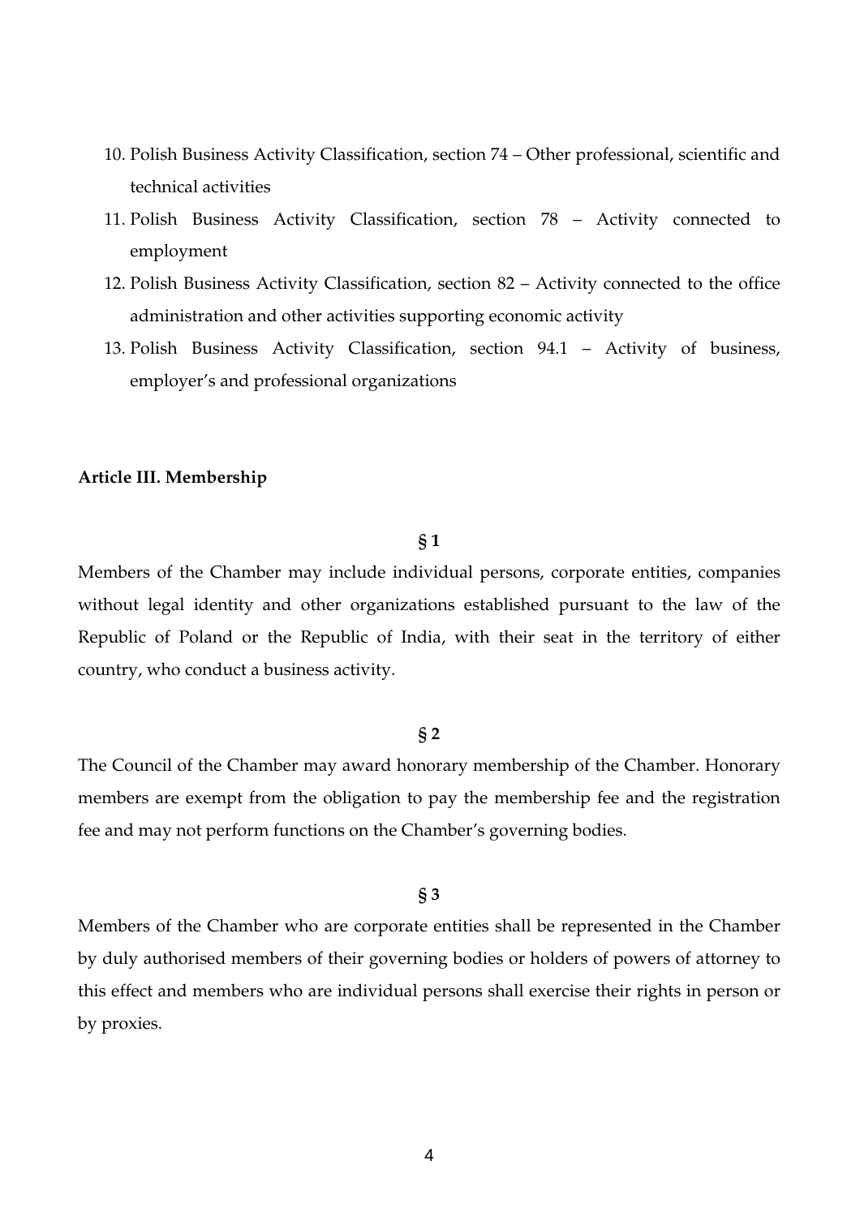10. Polish Business Activity Classification, section 74 – Other professional, scientific and technical activities
11. Polish Business Activity Classification, section 78 – Activity connected to employment
12. Polish Business Activity Classification, section 82 – Activity connected to the office administration and other activities supporting economic activity
13. Polish Business Activity Classification, section 94.1 – Activity of business, employer's and professional organizations

**Article III. Membership**

**§ 1**

Members of the Chamber may include individual persons, corporate entities, companies without legal identity and other organizations established pursuant to the law of the Republic of Poland or the Republic of India, with their seat in the territory of either country, who conduct a business activity.

**§ 2**

The Council of the Chamber may award honorary membership of the Chamber. Honorary members are exempt from the obligation to pay the membership fee and the registration fee and may not perform functions on the Chamber's governing bodies.

**§ 3**

Members of the Chamber who are corporate entities shall be represented in the Chamber by duly authorised members of their governing bodies or holders of powers of attorney to this effect and members who are individual persons shall exercise their rights in person or by proxies.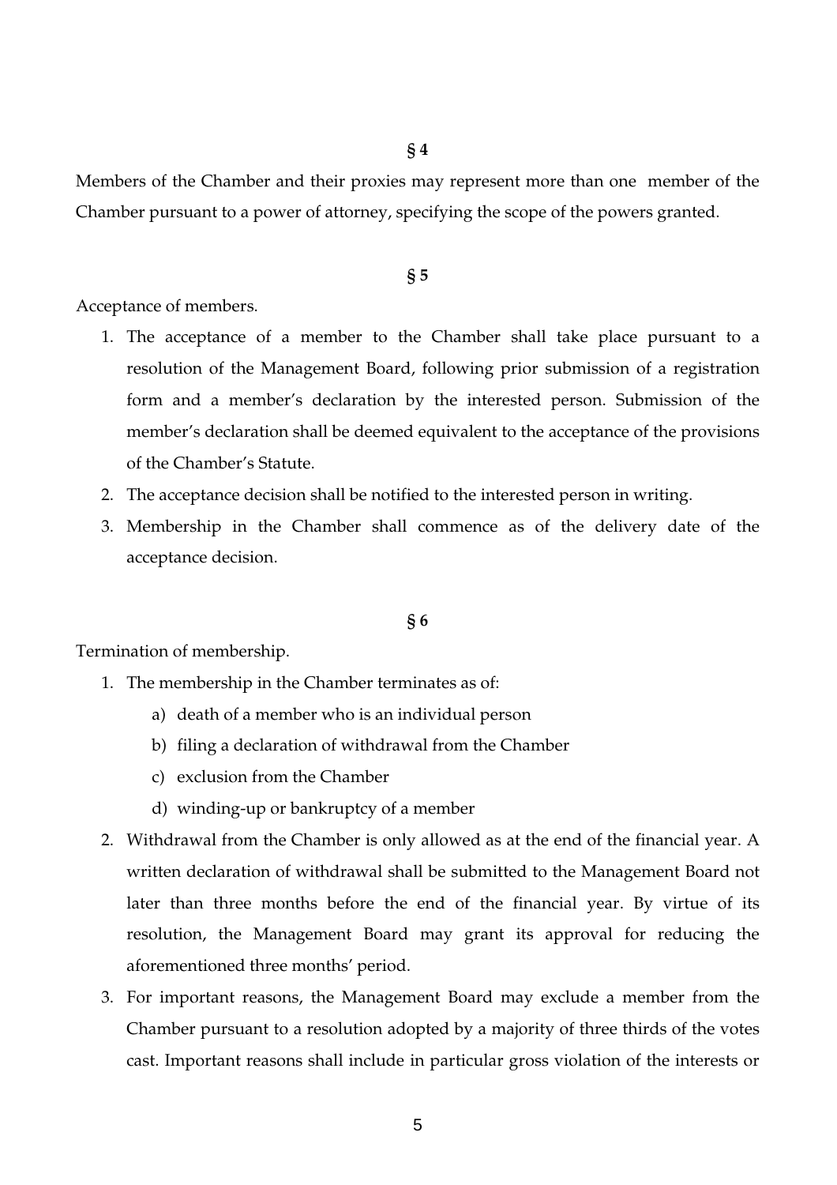**§ 4**

Members of the Chamber and their proxies may represent more than one member of the Chamber pursuant to a power of attorney, specifying the scope of the powers granted.

**§ 5**

Acceptance of members.

1. The acceptance of a member to the Chamber shall take place pursuant to a resolution of the Management Board, following prior submission of a registration form and a member's declaration by the interested person. Submission of the member's declaration shall be deemed equivalent to the acceptance of the provisions of the Chamber's Statute.
2. The acceptance decision shall be notified to the interested person in writing.
3. Membership in the Chamber shall commence as of the delivery date of the acceptance decision.

**§ 6**

Termination of membership.

1. The membership in the Chamber terminates as of:
   a) death of a member who is an individual person
   b) filing a declaration of withdrawal from the Chamber
   c) exclusion from the Chamber
   d) winding-up or bankruptcy of a member
2. Withdrawal from the Chamber is only allowed as at the end of the financial year. A written declaration of withdrawal shall be submitted to the Management Board not later than three months before the end of the financial year. By virtue of its resolution, the Management Board may grant its approval for reducing the aforementioned three months' period.
3. For important reasons, the Management Board may exclude a member from the Chamber pursuant to a resolution adopted by a majority of three thirds of the votes cast. Important reasons shall include in particular gross violation of the interests or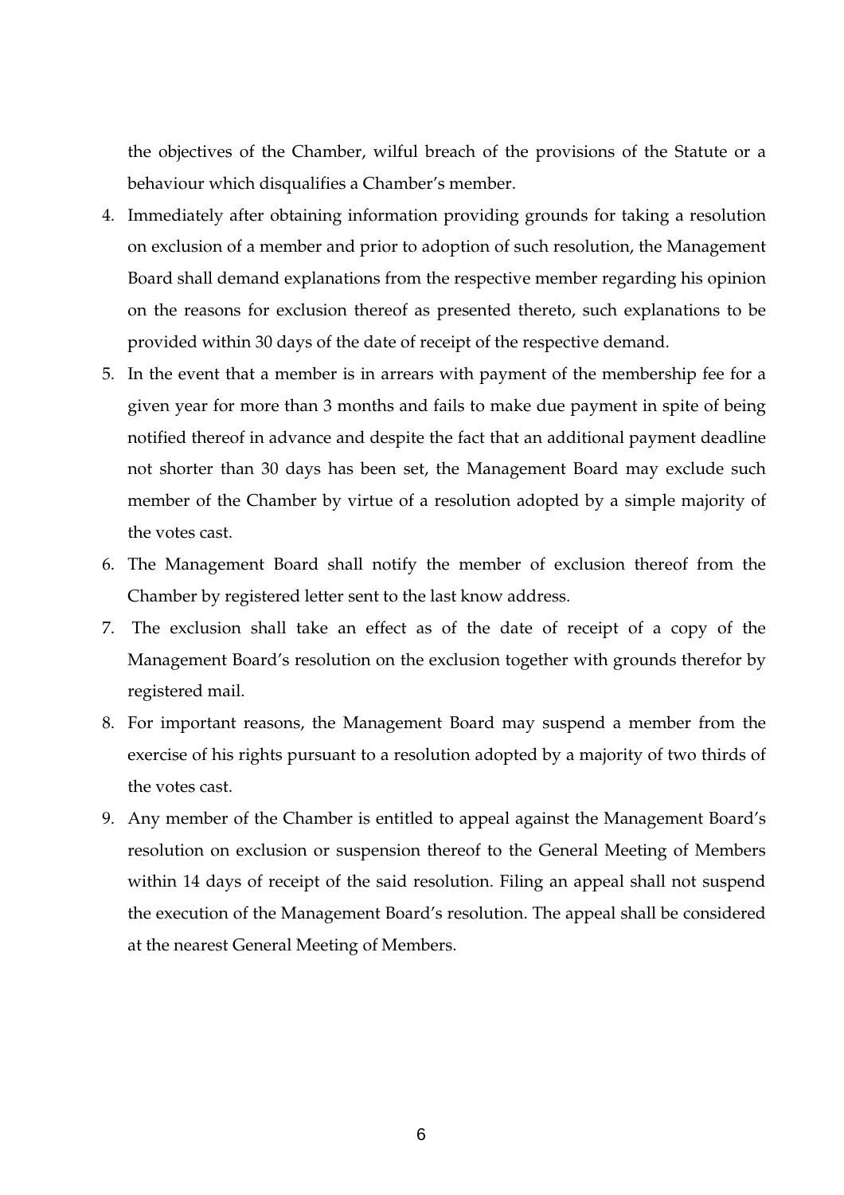the objectives of the Chamber, wilful breach of the provisions of the Statute or a behaviour which disqualifies a Chamber's member.

4. Immediately after obtaining information providing grounds for taking a resolution on exclusion of a member and prior to adoption of such resolution, the Management Board shall demand explanations from the respective member regarding his opinion on the reasons for exclusion thereof as presented thereto, such explanations to be provided within 30 days of the date of receipt of the respective demand.
5. In the event that a member is in arrears with payment of the membership fee for a given year for more than 3 months and fails to make due payment in spite of being notified thereof in advance and despite the fact that an additional payment deadline not shorter than 30 days has been set, the Management Board may exclude such member of the Chamber by virtue of a resolution adopted by a simple majority of the votes cast.
6. The Management Board shall notify the member of exclusion thereof from the Chamber by registered letter sent to the last know address.
7. The exclusion shall take an effect as of the date of receipt of a copy of the Management Board's resolution on the exclusion together with grounds therefor by registered mail.
8. For important reasons, the Management Board may suspend a member from the exercise of his rights pursuant to a resolution adopted by a majority of two thirds of the votes cast.
9. Any member of the Chamber is entitled to appeal against the Management Board's resolution on exclusion or suspension thereof to the General Meeting of Members within 14 days of receipt of the said resolution. Filing an appeal shall not suspend the execution of the Management Board's resolution. The appeal shall be considered at the nearest General Meeting of Members.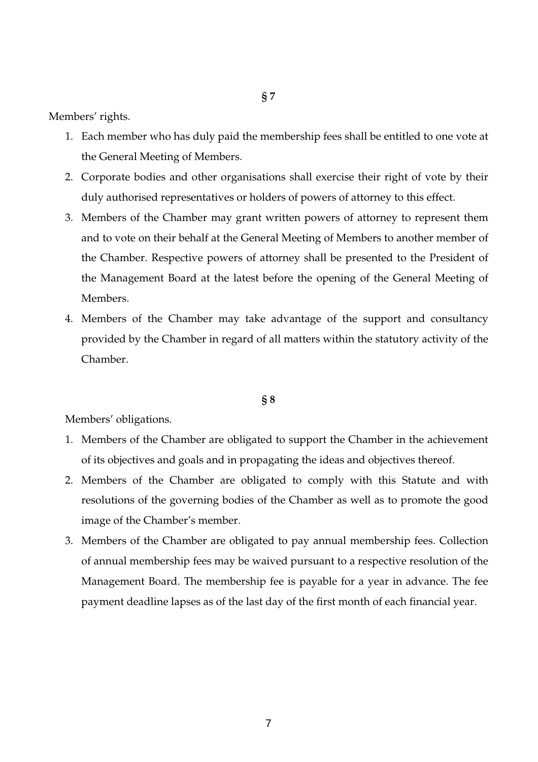## § 7

Members' rights.

1. Each member who has duly paid the membership fees shall be entitled to one vote at the General Meeting of Members.
2. Corporate bodies and other organisations shall exercise their right of vote by their duly authorised representatives or holders of powers of attorney to this effect.
3. Members of the Chamber may grant written powers of attorney to represent them and to vote on their behalf at the General Meeting of Members to another member of the Chamber. Respective powers of attorney shall be presented to the President of the Management Board at the latest before the opening of the General Meeting of Members.
4. Members of the Chamber may take advantage of the support and consultancy provided by the Chamber in regard of all matters within the statutory activity of the Chamber.

## § 8

Members' obligations.

1. Members of the Chamber are obligated to support the Chamber in the achievement of its objectives and goals and in propagating the ideas and objectives thereof.
2. Members of the Chamber are obligated to comply with this Statute and with resolutions of the governing bodies of the Chamber as well as to promote the good image of the Chamber's member.
3. Members of the Chamber are obligated to pay annual membership fees. Collection of annual membership fees may be waived pursuant to a respective resolution of the Management Board. The membership fee is payable for a year in advance. The fee payment deadline lapses as of the last day of the first month of each financial year.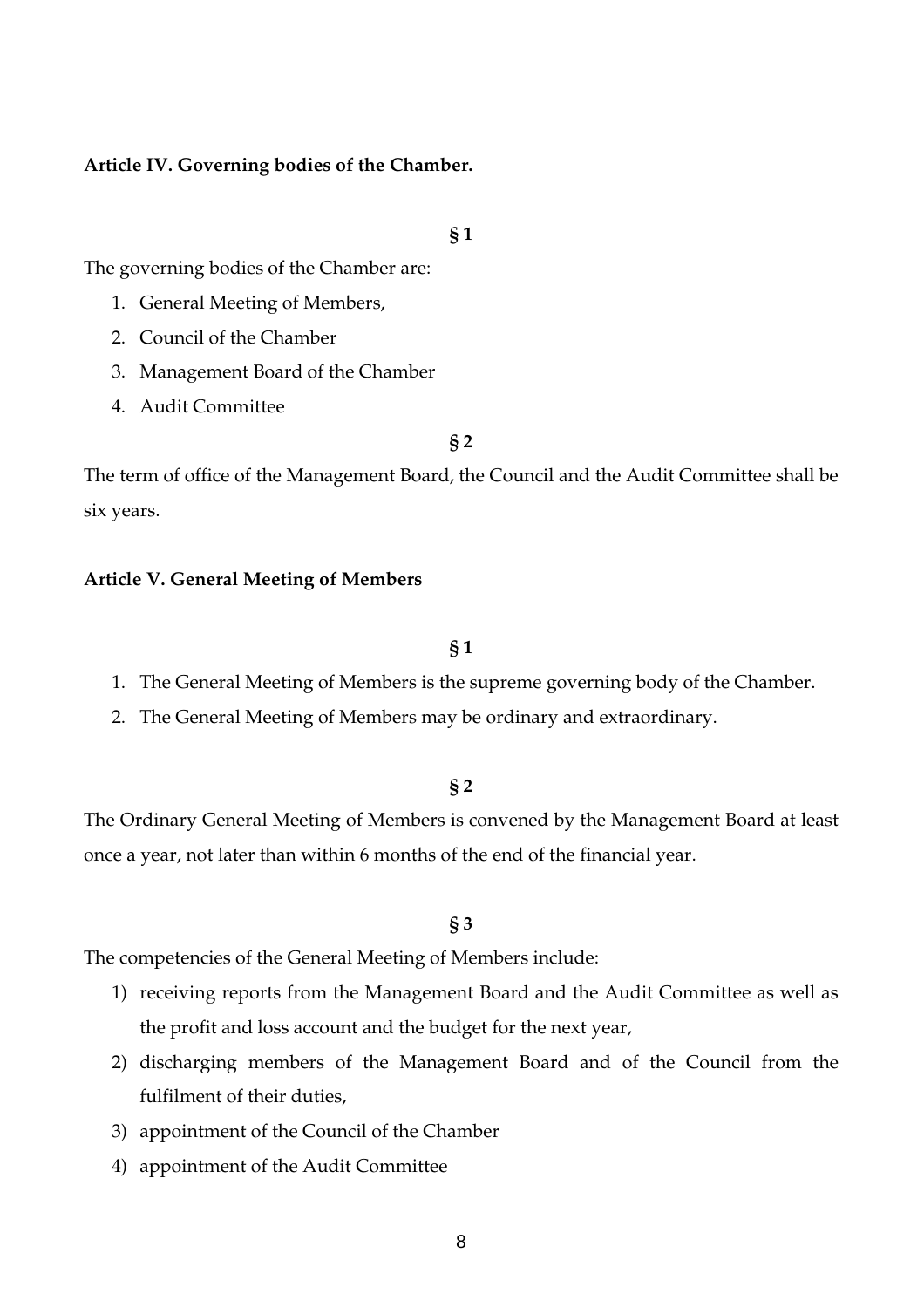**Article IV. Governing bodies of the Chamber.**

**§ 1**

The governing bodies of the Chamber are:

1. General Meeting of Members,
2. Council of the Chamber
3. Management Board of the Chamber
4. Audit Committee

**§ 2**

The term of office of the Management Board, the Council and the Audit Committee shall be six years.

**Article V. General Meeting of Members**

**§ 1**

1. The General Meeting of Members is the supreme governing body of the Chamber.
2. The General Meeting of Members may be ordinary and extraordinary.

**§ 2**

The Ordinary General Meeting of Members is convened by the Management Board at least once a year, not later than within 6 months of the end of the financial year.

**§ 3**

The competencies of the General Meeting of Members include:

1) receiving reports from the Management Board and the Audit Committee as well as the profit and loss account and the budget for the next year,
2) discharging members of the Management Board and of the Council from the fulfilment of their duties,
3) appointment of the Council of the Chamber
4) appointment of the Audit Committee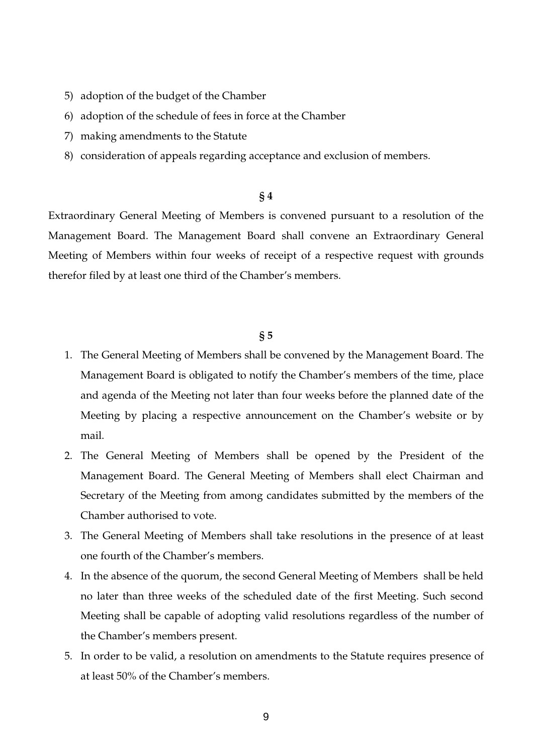5) adoption of the budget of the Chamber
6) adoption of the schedule of fees in force at the Chamber
7) making amendments to the Statute
8) consideration of appeals regarding acceptance and exclusion of members.

**§ 4**

Extraordinary General Meeting of Members is convened pursuant to a resolution of the Management Board. The Management Board shall convene an Extraordinary General Meeting of Members within four weeks of receipt of a respective request with grounds therefor filed by at least one third of the Chamber's members.

**§ 5**

1. The General Meeting of Members shall be convened by the Management Board. The Management Board is obligated to notify the Chamber's members of the time, place and agenda of the Meeting not later than four weeks before the planned date of the Meeting by placing a respective announcement on the Chamber's website or by mail.
2. The General Meeting of Members shall be opened by the President of the Management Board. The General Meeting of Members shall elect Chairman and Secretary of the Meeting from among candidates submitted by the members of the Chamber authorised to vote.
3. The General Meeting of Members shall take resolutions in the presence of at least one fourth of the Chamber's members.
4. In the absence of the quorum, the second General Meeting of Members shall be held no later than three weeks of the scheduled date of the first Meeting. Such second Meeting shall be capable of adopting valid resolutions regardless of the number of the Chamber's members present.
5. In order to be valid, a resolution on amendments to the Statute requires presence of at least 50% of the Chamber's members.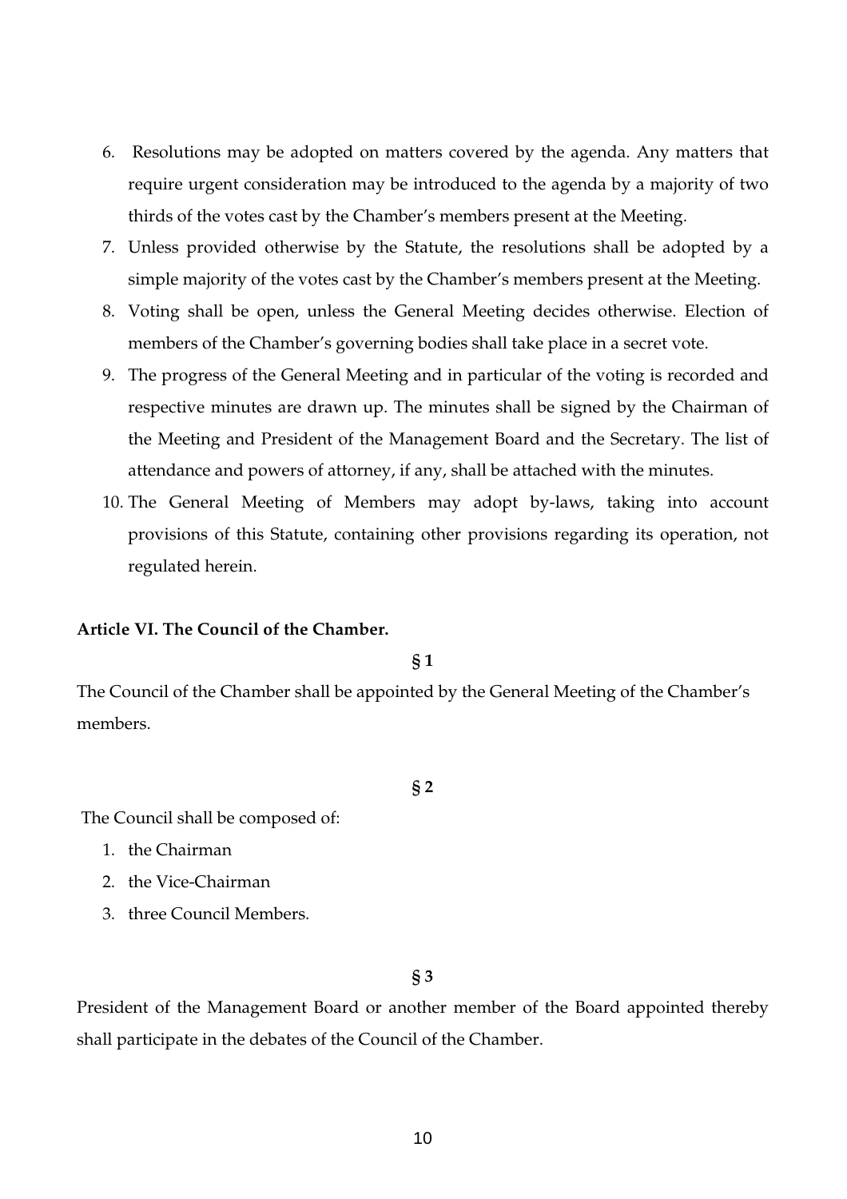6. Resolutions may be adopted on matters covered by the agenda. Any matters that require urgent consideration may be introduced to the agenda by a majority of two thirds of the votes cast by the Chamber's members present at the Meeting.
7. Unless provided otherwise by the Statute, the resolutions shall be adopted by a simple majority of the votes cast by the Chamber's members present at the Meeting.
8. Voting shall be open, unless the General Meeting decides otherwise. Election of members of the Chamber's governing bodies shall take place in a secret vote.
9. The progress of the General Meeting and in particular of the voting is recorded and respective minutes are drawn up. The minutes shall be signed by the Chairman of the Meeting and President of the Management Board and the Secretary. The list of attendance and powers of attorney, if any, shall be attached with the minutes.
10. The General Meeting of Members may adopt by-laws, taking into account provisions of this Statute, containing other provisions regarding its operation, not regulated herein.

**Article VI. The Council of the Chamber.**

**§ 1**

The Council of the Chamber shall be appointed by the General Meeting of the Chamber's members.

**§ 2**

The Council shall be composed of:

1. the Chairman
2. the Vice-Chairman
3. three Council Members.

**§ 3**

President of the Management Board or another member of the Board appointed thereby shall participate in the debates of the Council of the Chamber.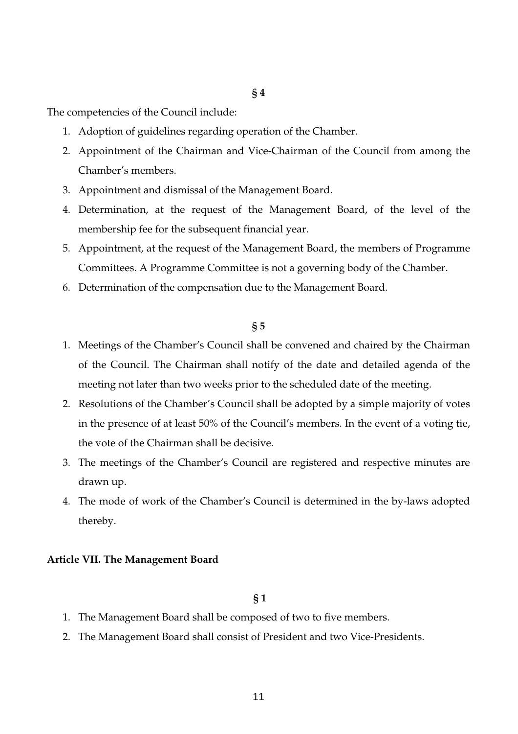**§ 4**

The competencies of the Council include:

1. Adoption of guidelines regarding operation of the Chamber.
2. Appointment of the Chairman and Vice-Chairman of the Council from among the Chamber's members.
3. Appointment and dismissal of the Management Board.
4. Determination, at the request of the Management Board, of the level of the membership fee for the subsequent financial year.
5. Appointment, at the request of the Management Board, the members of Programme Committees. A Programme Committee is not a governing body of the Chamber.
6. Determination of the compensation due to the Management Board.

**§ 5**

1. Meetings of the Chamber's Council shall be convened and chaired by the Chairman of the Council. The Chairman shall notify of the date and detailed agenda of the meeting not later than two weeks prior to the scheduled date of the meeting.
2. Resolutions of the Chamber's Council shall be adopted by a simple majority of votes in the presence of at least 50% of the Council's members. In the event of a voting tie, the vote of the Chairman shall be decisive.
3. The meetings of the Chamber's Council are registered and respective minutes are drawn up.
4. The mode of work of the Chamber's Council is determined in the by-laws adopted thereby.

## Article VII. The Management Board

**§ 1**

1. The Management Board shall be composed of two to five members.
2. The Management Board shall consist of President and two Vice-Presidents.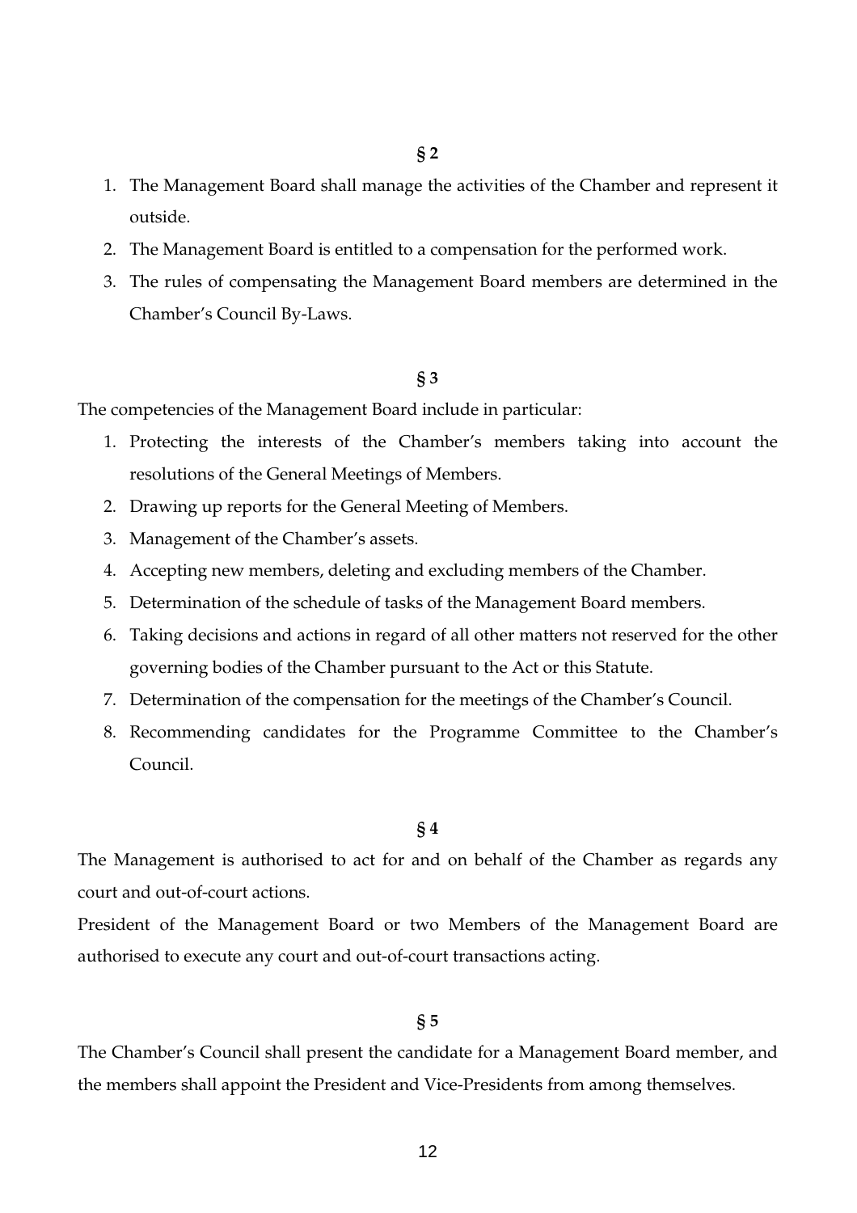**§ 2**

1. The Management Board shall manage the activities of the Chamber and represent it outside.
2. The Management Board is entitled to a compensation for the performed work.
3. The rules of compensating the Management Board members are determined in the Chamber's Council By-Laws.

**§ 3**

The competencies of the Management Board include in particular:

1. Protecting the interests of the Chamber's members taking into account the resolutions of the General Meetings of Members.
2. Drawing up reports for the General Meeting of Members.
3. Management of the Chamber's assets.
4. Accepting new members, deleting and excluding members of the Chamber.
5. Determination of the schedule of tasks of the Management Board members.
6. Taking decisions and actions in regard of all other matters not reserved for the other governing bodies of the Chamber pursuant to the Act or this Statute.
7. Determination of the compensation for the meetings of the Chamber's Council.
8. Recommending candidates for the Programme Committee to the Chamber's Council.

**§ 4**

The Management is authorised to act for and on behalf of the Chamber as regards any court and out-of-court actions.

President of the Management Board or two Members of the Management Board are authorised to execute any court and out-of-court transactions acting.

**§ 5**

The Chamber's Council shall present the candidate for a Management Board member, and the members shall appoint the President and Vice-Presidents from among themselves.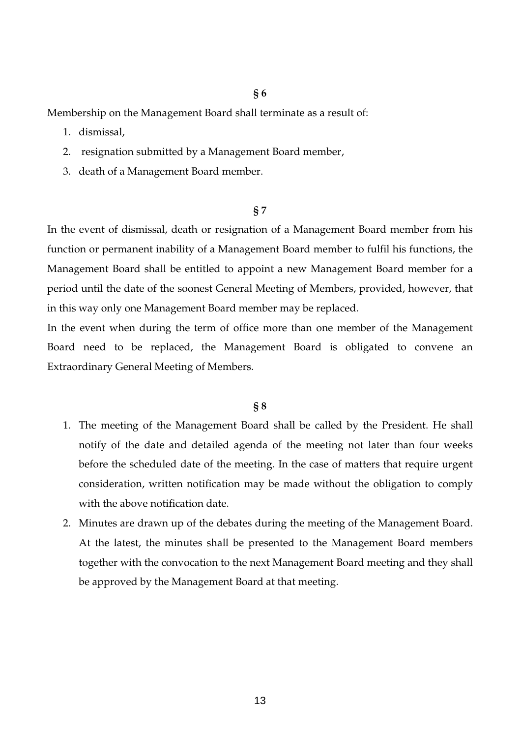**§ 6**

Membership on the Management Board shall terminate as a result of:

1. dismissal,
2. resignation submitted by a Management Board member,
3. death of a Management Board member.

**§ 7**

In the event of dismissal, death or resignation of a Management Board member from his function or permanent inability of a Management Board member to fulfil his functions, the Management Board shall be entitled to appoint a new Management Board member for a period until the date of the soonest General Meeting of Members, provided, however, that in this way only one Management Board member may be replaced.

In the event when during the term of office more than one member of the Management Board need to be replaced, the Management Board is obligated to convene an Extraordinary General Meeting of Members.

**§ 8**

1. The meeting of the Management Board shall be called by the President. He shall notify of the date and detailed agenda of the meeting not later than four weeks before the scheduled date of the meeting. In the case of matters that require urgent consideration, written notification may be made without the obligation to comply with the above notification date.
2. Minutes are drawn up of the debates during the meeting of the Management Board. At the latest, the minutes shall be presented to the Management Board members together with the convocation to the next Management Board meeting and they shall be approved by the Management Board at that meeting.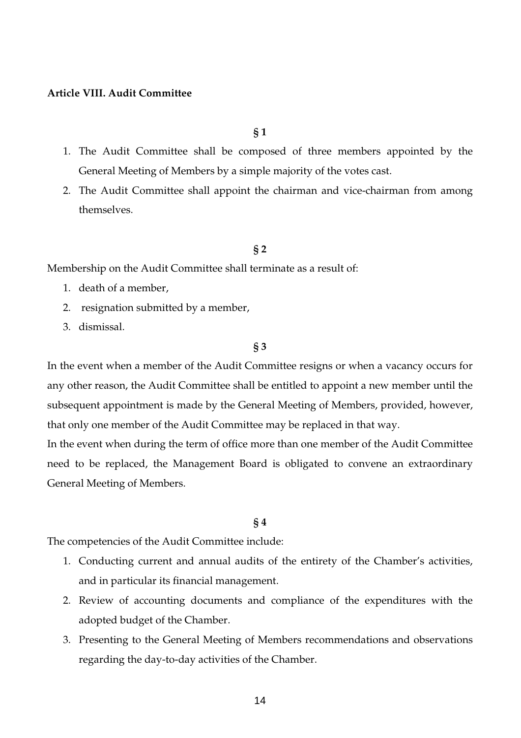**Article VIII. Audit Committee**

**§ 1**

1. The Audit Committee shall be composed of three members appointed by the General Meeting of Members by a simple majority of the votes cast.
2. The Audit Committee shall appoint the chairman and vice-chairman from among themselves.

**§ 2**

Membership on the Audit Committee shall terminate as a result of:

1. death of a member,
2. resignation submitted by a member,
3. dismissal.

**§ 3**

In the event when a member of the Audit Committee resigns or when a vacancy occurs for any other reason, the Audit Committee shall be entitled to appoint a new member until the subsequent appointment is made by the General Meeting of Members, provided, however, that only one member of the Audit Committee may be replaced in that way.

In the event when during the term of office more than one member of the Audit Committee need to be replaced, the Management Board is obligated to convene an extraordinary General Meeting of Members.

**§ 4**

The competencies of the Audit Committee include:

1. Conducting current and annual audits of the entirety of the Chamber's activities, and in particular its financial management.
2. Review of accounting documents and compliance of the expenditures with the adopted budget of the Chamber.
3. Presenting to the General Meeting of Members recommendations and observations regarding the day-to-day activities of the Chamber.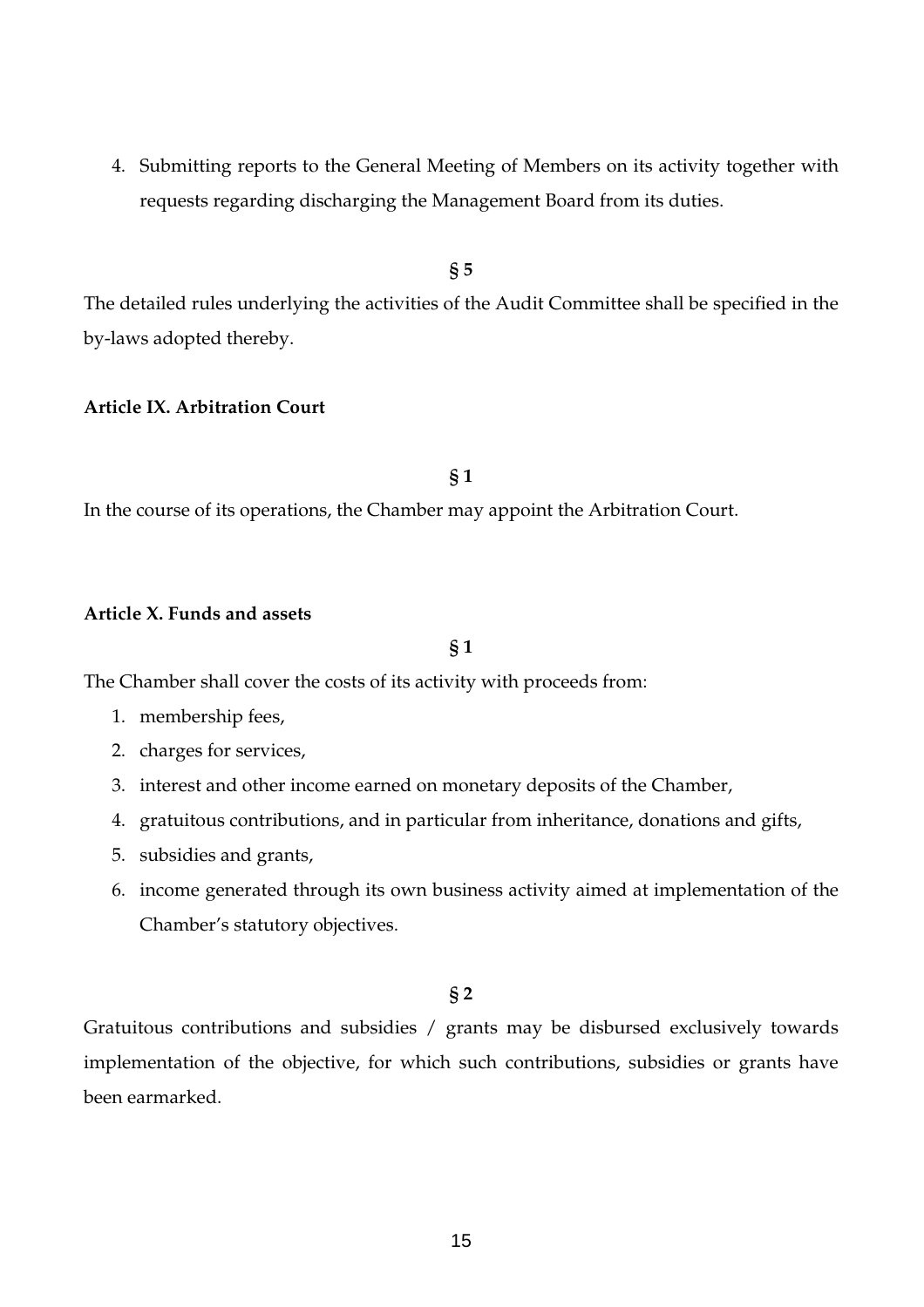4. Submitting reports to the General Meeting of Members on its activity together with requests regarding discharging the Management Board from its duties.

**§ 5**

The detailed rules underlying the activities of the Audit Committee shall be specified in the by-laws adopted thereby.

**Article IX. Arbitration Court**

**§ 1**

In the course of its operations, the Chamber may appoint the Arbitration Court.

**Article X. Funds and assets**

**§ 1**

The Chamber shall cover the costs of its activity with proceeds from:

1. membership fees,
2. charges for services,
3. interest and other income earned on monetary deposits of the Chamber,
4. gratuitous contributions, and in particular from inheritance, donations and gifts,
5. subsidies and grants,
6. income generated through its own business activity aimed at implementation of the Chamber's statutory objectives.

**§ 2**

Gratuitous contributions and subsidies / grants may be disbursed exclusively towards implementation of the objective, for which such contributions, subsidies or grants have been earmarked.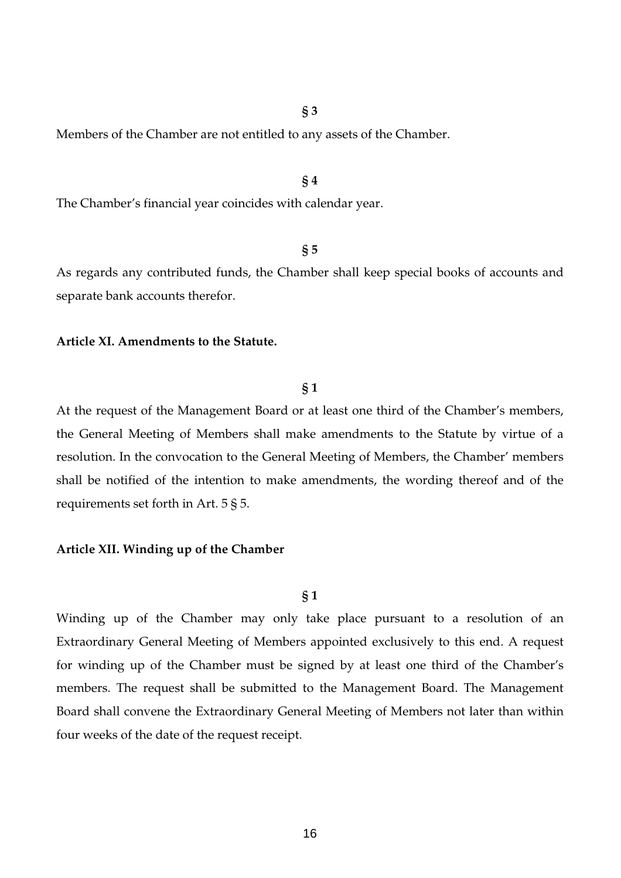**§ 3**

Members of the Chamber are not entitled to any assets of the Chamber.

**§ 4**

The Chamber's financial year coincides with calendar year.

**§ 5**

As regards any contributed funds, the Chamber shall keep special books of accounts and separate bank accounts therefor.

**Article XI. Amendments to the Statute.**

**§ 1**

At the request of the Management Board or at least one third of the Chamber's members, the General Meeting of Members shall make amendments to the Statute by virtue of a resolution. In the convocation to the General Meeting of Members, the Chamber' members shall be notified of the intention to make amendments, the wording thereof and of the requirements set forth in Art. 5 § 5.

**Article XII. Winding up of the Chamber**

**§ 1**

Winding up of the Chamber may only take place pursuant to a resolution of an Extraordinary General Meeting of Members appointed exclusively to this end. A request for winding up of the Chamber must be signed by at least one third of the Chamber's members. The request shall be submitted to the Management Board. The Management Board shall convene the Extraordinary General Meeting of Members not later than within four weeks of the date of the request receipt.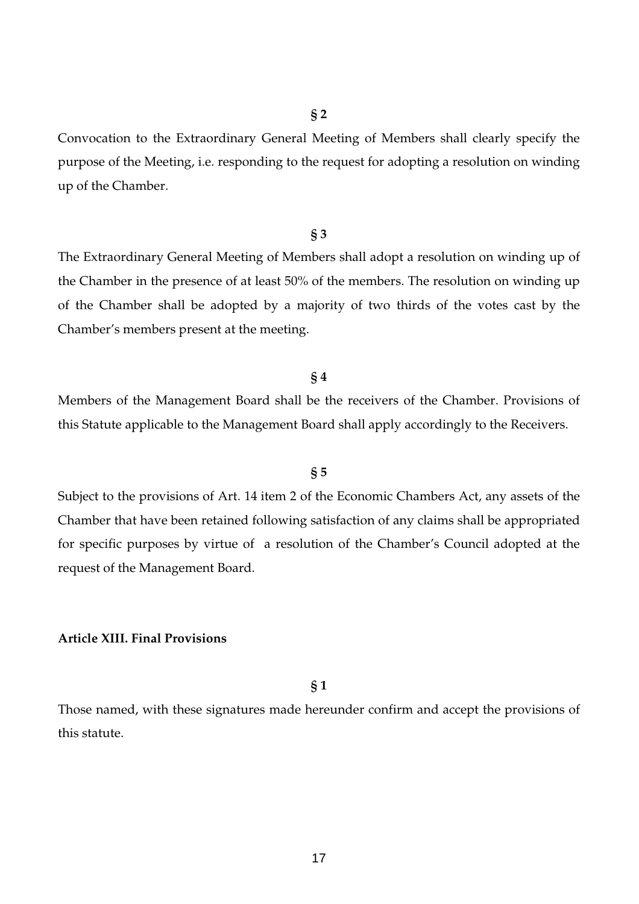**§ 2**

Convocation to the Extraordinary General Meeting of Members shall clearly specify the purpose of the Meeting, i.e. responding to the request for adopting a resolution on winding up of the Chamber.

**§ 3**

The Extraordinary General Meeting of Members shall adopt a resolution on winding up of the Chamber in the presence of at least 50% of the members. The resolution on winding up of the Chamber shall be adopted by a majority of two thirds of the votes cast by the Chamber's members present at the meeting.

**§ 4**

Members of the Management Board shall be the receivers of the Chamber. Provisions of this Statute applicable to the Management Board shall apply accordingly to the Receivers.

**§ 5**

Subject to the provisions of Art. 14 item 2 of the Economic Chambers Act, any assets of the Chamber that have been retained following satisfaction of any claims shall be appropriated for specific purposes by virtue of a resolution of the Chamber's Council adopted at the request of the Management Board.

**Article XIII. Final Provisions**

**§ 1**

Those named, with these signatures made hereunder confirm and accept the provisions of this statute.